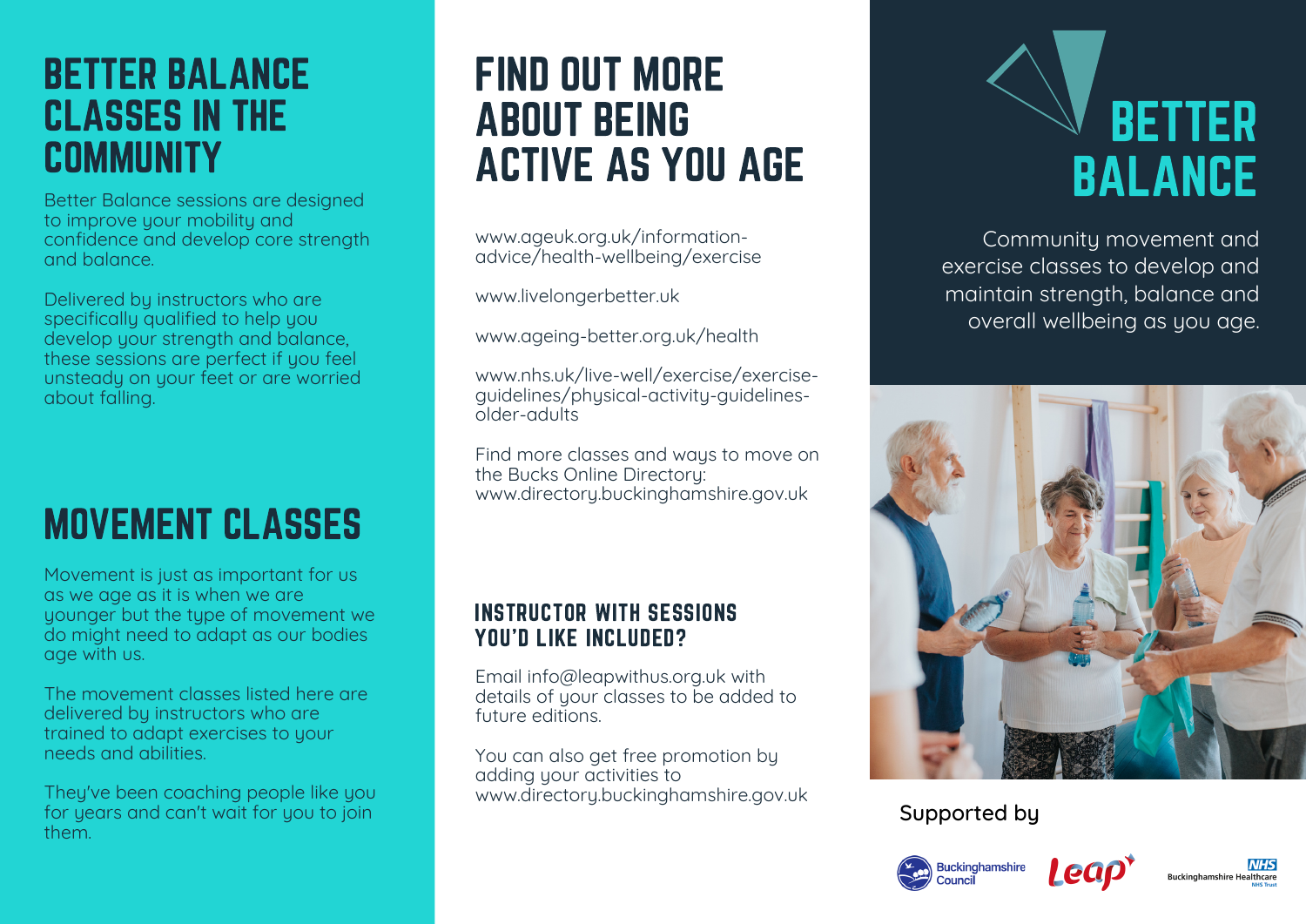# BETTER BALANCE CLASSES IN THE COMMUNITY

Better Balance sessions are designed to improve your mobility and confidence and develop core strength and balance.

Delivered by instructors who are specifically qualified to help you develop your strength and balance, these sessions are perfect if you feel unsteady on your feet or are worried about falling.

# MOVEMENT CLASSES

Movement is just as important for us as we age as it is when we are younger but the type of movement we do might need to adapt as our bodies age with us.

The movement classes listed here are delivered by instructors who are trained to adapt exercises to your needs and abilities.

They've been coaching people like you for years and can't wait for you to join them.

# FIND OUT MORE ABOUT BEING ACTIVE AS YOU AGE

www.ageuk.org.uk/information-advice/health-wellbeing/exercise

www.livelongerbetter.uk

www.ageing-better.org.uk/health

www.nhs.uk/live-well/exercise/exercise-guidelines/physical-activity-guidelines-older-adults

Find more classes and ways to move on the Bucks Online Directory: www.directory.buckinghamshire.gov.uk

## INSTRUCTOR WITH SESSIONS YOU'D LIKE INCLUDED?

Email info@leapwithus.org.uk with details of your classes to be added to future editions.

You can also get free promotion by adding your activities to www.directory.buckinghamshire.gov.uk

# BETTER BALANCE

Community movement and exercise classes to develop and maintain strength, balance and overall wellbeing as you age.

Supported by

Buckinghamshire Council

Leap

NHS Buckinghamshire Healthcare NHS Trust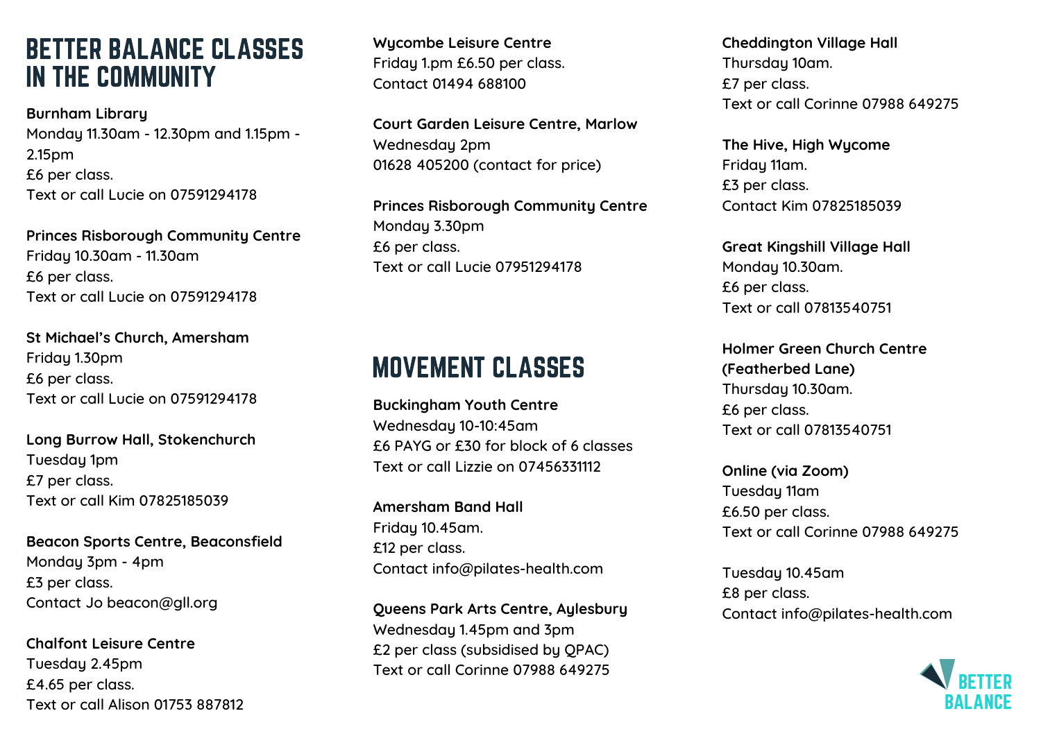# BETTER BALANCE CLASSES IN THE COMMUNITY

**Burnham Library**
Monday 11.30am - 12.30pm and 1.15pm - 2.15pm
£6 per class.
Text or call Lucie on 07591294178

**Princes Risborough Community Centre**
Friday 10.30am - 11.30am
£6 per class.
Text or call Lucie on 07591294178

**St Michael's Church, Amersham**
Friday 1.30pm
£6 per class.
Text or call Lucie on 07591294178

**Long Burrow Hall, Stokenchurch**
Tuesday 1pm
£7 per class.
Text or call Kim 07825185039

**Beacon Sports Centre, Beaconsfield**
Monday 3pm - 4pm
£3 per class.
Contact Jo beacon@gll.org

**Chalfont Leisure Centre**
Tuesday 2.45pm
£4.65 per class.
Text or call Alison 01753 887812

**Wycombe Leisure Centre**
Friday 1.pm £6.50 per class.
Contact 01494 688100

**Court Garden Leisure Centre, Marlow**
Wednesday 2pm
01628 405200 (contact for price)

**Princes Risborough Community Centre**
Monday 3.30pm
£6 per class.
Text or call Lucie 07951294178

# MOVEMENT CLASSES

**Buckingham Youth Centre**
Wednesday 10-10:45am
£6 PAYG or £30 for block of 6 classes
Text or call Lizzie on 07456331112

**Amersham Band Hall**
Friday 10.45am.
£12 per class.
Contact info@pilates-health.com

**Queens Park Arts Centre, Aylesbury**
Wednesday 1.45pm and 3pm
£2 per class (subsidised by QPAC)
Text or call Corinne 07988 649275

**Cheddington Village Hall**
Thursday 10am.
£7 per class.
Text or call Corinne 07988 649275

**The Hive, High Wycome**
Friday 11am.
£3 per class.
Contact Kim 07825185039

**Great Kingshill Village Hall**
Monday 10.30am.
£6 per class.
Text or call 07813540751

**Holmer Green Church Centre (Featherbed Lane)**
Thursday 10.30am.
£6 per class.
Text or call 07813540751

**Online (via Zoom)**
Tuesday 11am
£6.50 per class.
Text or call Corinne 07988 649275

Tuesday 10.45am
£8 per class.
Contact info@pilates-health.com

BETTER BALANCE